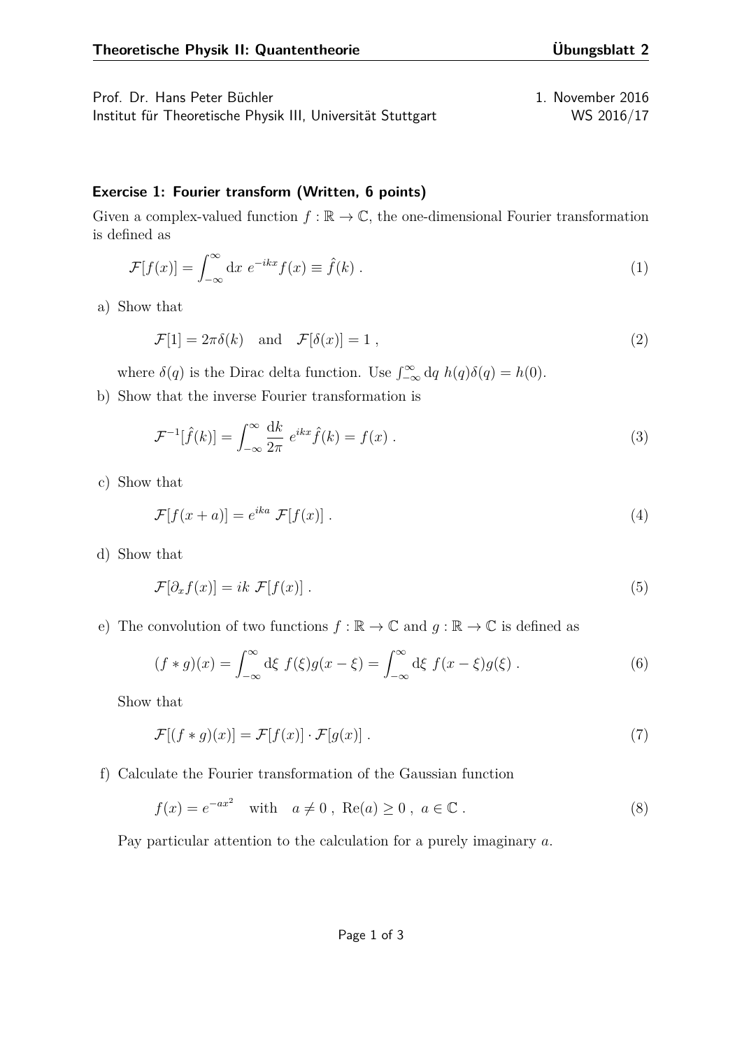Prof. Dr. Hans Peter Büchler
Institut für Theoretische Physik III, Universität Stuttgart

1. November 2016
WS 2016/17

### Exercise 1: Fourier transform (Written, 6 points)

Given a complex-valued function $f : \mathbb{R} \to \mathbb{C}$, the one-dimensional Fourier transformation is defined as

$$\mathcal{F}[f(x)] = \int_{-\infty}^{\infty} \mathrm{d}x \; e^{-ikx} f(x) \equiv \hat{f}(k) \; . \tag{1}$$

a) Show that

$$\mathcal{F}[1] = 2\pi\delta(k) \quad \text{and} \quad \mathcal{F}[\delta(x)] = 1 \; , \tag{2}$$

where $\delta(q)$ is the Dirac delta function. Use $\int_{-\infty}^{\infty} \mathrm{d}q \; h(q)\delta(q) = h(0)$.

b) Show that the inverse Fourier transformation is

$$\mathcal{F}^{-1}[\hat{f}(k)] = \int_{-\infty}^{\infty} \frac{\mathrm{d}k}{2\pi} \; e^{ikx} \hat{f}(k) = f(x) \; . \tag{3}$$

c) Show that

$$\mathcal{F}[f(x+a)] = e^{ika} \; \mathcal{F}[f(x)] \; . \tag{4}$$

d) Show that

$$\mathcal{F}[\partial_x f(x)] = ik \; \mathcal{F}[f(x)] \; . \tag{5}$$

e) The convolution of two functions $f : \mathbb{R} \to \mathbb{C}$ and $g : \mathbb{R} \to \mathbb{C}$ is defined as

$$(f * g)(x) = \int_{-\infty}^{\infty} \mathrm{d}\xi \; f(\xi)g(x-\xi) = \int_{-\infty}^{\infty} \mathrm{d}\xi \; f(x-\xi)g(\xi) \; . \tag{6}$$

Show that

$$\mathcal{F}[(f * g)(x)] = \mathcal{F}[f(x)] \cdot \mathcal{F}[g(x)] \; . \tag{7}$$

f) Calculate the Fourier transformation of the Gaussian function

$$f(x) = e^{-ax^2} \quad \text{with} \quad a \neq 0 \; , \; \mathrm{Re}(a) \geq 0 \; , \; a \in \mathbb{C} \; . \tag{8}$$

Pay particular attention to the calculation for a purely imaginary $a$.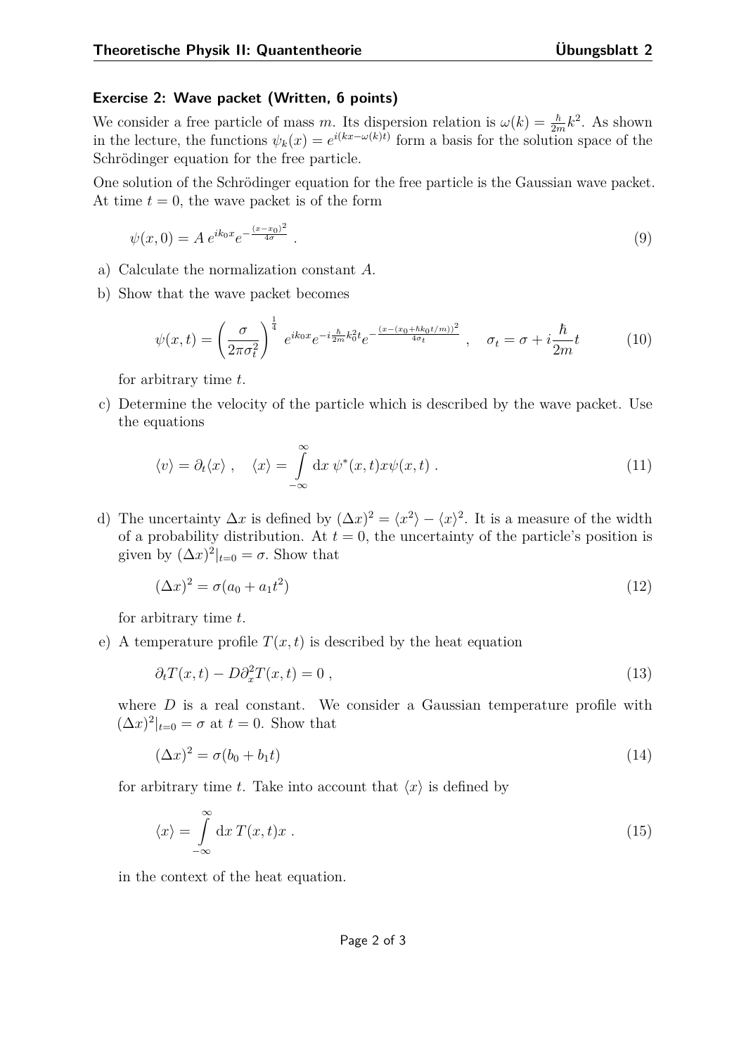### Exercise 2: Wave packet (Written, 6 points)

We consider a free particle of mass $m$. Its dispersion relation is $\omega(k) = \frac{\hbar}{2m}k^2$. As shown in the lecture, the functions $\psi_k(x) = e^{i(kx-\omega(k)t)}$ form a basis for the solution space of the Schrödinger equation for the free particle.

One solution of the Schrödinger equation for the free particle is the Gaussian wave packet. At time $t = 0$, the wave packet is of the form

$$\psi(x,0) = A\, e^{ik_0 x} e^{-\frac{(x-x_0)^2}{4\sigma}} \; . \tag{9}$$

a) Calculate the normalization constant $A$.

b) Show that the wave packet becomes

$$\psi(x,t) = \left(\frac{\sigma}{2\pi\sigma_t^2}\right)^{\frac{1}{4}} \; e^{ik_0 x} e^{-i\frac{\hbar}{2m}k_0^2 t} e^{-\frac{(x-(x_0+\hbar k_0 t/m))^2}{4\sigma_t}} \; , \quad \sigma_t = \sigma + i\frac{\hbar}{2m}t \tag{10}$$

for arbitrary time $t$.

c) Determine the velocity of the particle which is described by the wave packet. Use the equations

$$\langle v \rangle = \partial_t \langle x \rangle \; , \quad \langle x \rangle = \int_{-\infty}^{\infty} \mathrm{d}x \; \psi^*(x,t) x \psi(x,t) \; . \tag{11}$$

d) The uncertainty $\Delta x$ is defined by $(\Delta x)^2 = \langle x^2 \rangle - \langle x \rangle^2$. It is a measure of the width of a probability distribution. At $t = 0$, the uncertainty of the particle's position is given by $(\Delta x)^2|_{t=0} = \sigma$. Show that

$$(\Delta x)^2 = \sigma(a_0 + a_1 t^2) \tag{12}$$

for arbitrary time $t$.

e) A temperature profile $T(x,t)$ is described by the heat equation

$$\partial_t T(x,t) - D\partial_x^2 T(x,t) = 0 \; , \tag{13}$$

where $D$ is a real constant. We consider a Gaussian temperature profile with $(\Delta x)^2|_{t=0} = \sigma$ at $t = 0$. Show that

$$(\Delta x)^2 = \sigma(b_0 + b_1 t) \tag{14}$$

for arbitrary time $t$. Take into account that $\langle x \rangle$ is defined by

$$\langle x \rangle = \int_{-\infty}^{\infty} \mathrm{d}x \; T(x,t) x \; . \tag{15}$$

in the context of the heat equation.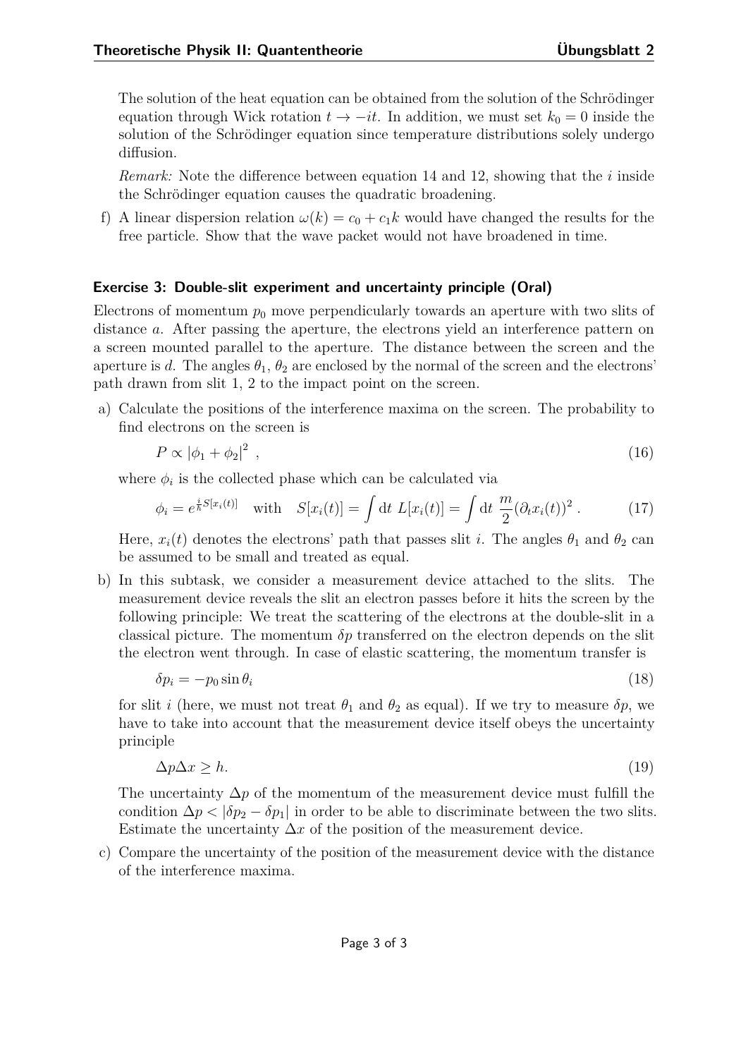The solution of the heat equation can be obtained from the solution of the Schrödinger equation through Wick rotation $t \to -it$. In addition, we must set $k_0 = 0$ inside the solution of the Schrödinger equation since temperature distributions solely undergo diffusion.

*Remark:* Note the difference between equation 14 and 12, showing that the $i$ inside the Schrödinger equation causes the quadratic broadening.

f) A linear dispersion relation $\omega(k) = c_0 + c_1 k$ would have changed the results for the free particle. Show that the wave packet would not have broadened in time.

### Exercise 3: Double-slit experiment and uncertainty principle (Oral)

Electrons of momentum $p_0$ move perpendicularly towards an aperture with two slits of distance $a$. After passing the aperture, the electrons yield an interference pattern on a screen mounted parallel to the aperture. The distance between the screen and the aperture is $d$. The angles $\theta_1$, $\theta_2$ are enclosed by the normal of the screen and the electrons' path drawn from slit 1, 2 to the impact point on the screen.

a) Calculate the positions of the interference maxima on the screen. The probability to find electrons on the screen is

$$P \propto |\phi_1 + \phi_2|^2 \ , \tag{16}$$

where $\phi_i$ is the collected phase which can be calculated via

$$\phi_i = e^{\frac{i}{\hbar} S[x_i(t)]} \quad \text{with} \quad S[x_i(t)] = \int \mathrm{d}t \ L[x_i(t)] = \int \mathrm{d}t \ \frac{m}{2} (\partial_t x_i(t))^2 \ . \tag{17}$$

Here, $x_i(t)$ denotes the electrons' path that passes slit $i$. The angles $\theta_1$ and $\theta_2$ can be assumed to be small and treated as equal.

b) In this subtask, we consider a measurement device attached to the slits. The measurement device reveals the slit an electron passes before it hits the screen by the following principle: We treat the scattering of the electrons at the double-slit in a classical picture. The momentum $\delta p$ transferred on the electron depends on the slit the electron went through. In case of elastic scattering, the momentum transfer is

$$\delta p_i = -p_0 \sin\theta_i \tag{18}$$

for slit $i$ (here, we must not treat $\theta_1$ and $\theta_2$ as equal). If we try to measure $\delta p$, we have to take into account that the measurement device itself obeys the uncertainty principle

$$\Delta p \Delta x \geq h. \tag{19}$$

The uncertainty $\Delta p$ of the momentum of the measurement device must fulfill the condition $\Delta p < |\delta p_2 - \delta p_1|$ in order to be able to discriminate between the two slits. Estimate the uncertainty $\Delta x$ of the position of the measurement device.

c) Compare the uncertainty of the position of the measurement device with the distance of the interference maxima.